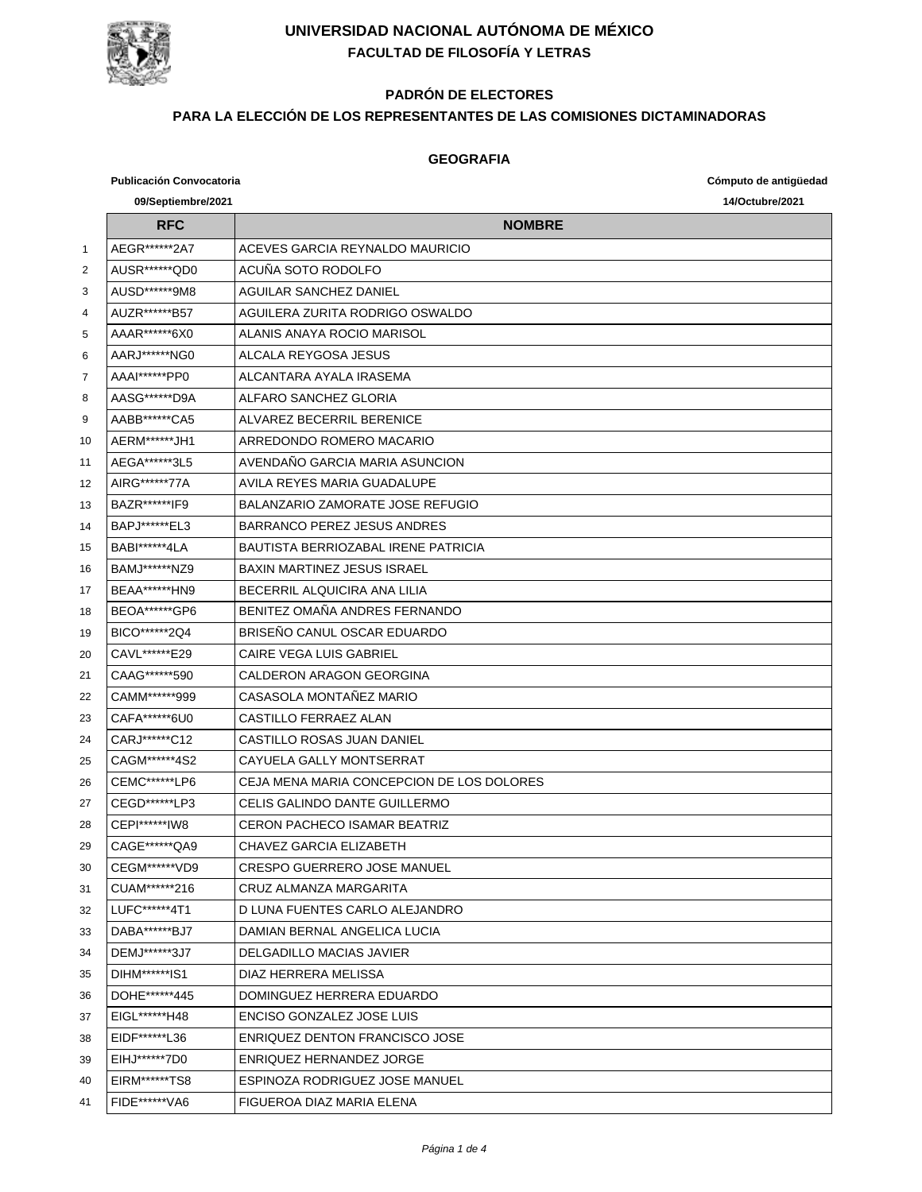# UNIVERSIDAD NACIONAL AUTÓNOMA DE MÉXICO

## FACULTAD DE FILOSOFÍA Y LETRAS

### PADRÓN DE ELECTORES

### PARA LA ELECCIÓN DE LOS REPRESENTANTES DE LAS COMISIONES DICTAMINADORAS

### GEOGRAFIA

**Publicación Convocatoria** **Cómputo de antigüedad**

**09/Septiembre/2021** **14/Octubre/2021**

| | RFC | NOMBRE |
|---|---|---|
| 1 | AEGR******2A7 | ACEVES GARCIA REYNALDO MAURICIO |
| 2 | AUSR******QD0 | ACUÑA SOTO RODOLFO |
| 3 | AUSD******9M8 | AGUILAR SANCHEZ DANIEL |
| 4 | AUZR******B57 | AGUILERA ZURITA RODRIGO OSWALDO |
| 5 | AAAR******6X0 | ALANIS ANAYA ROCIO MARISOL |
| 6 | AARJ******NG0 | ALCALA REYGOSA JESUS |
| 7 | AAAI******PP0 | ALCANTARA AYALA IRASEMA |
| 8 | AASG******D9A | ALFARO SANCHEZ GLORIA |
| 9 | AABB******CA5 | ALVAREZ BECERRIL BERENICE |
| 10 | AERM******JH1 | ARREDONDO ROMERO MACARIO |
| 11 | AEGA******3L5 | AVENDAÑO GARCIA MARIA ASUNCION |
| 12 | AIRG******77A | AVILA REYES MARIA GUADALUPE |
| 13 | BAZR******IF9 | BALANZARIO ZAMORATE JOSE REFUGIO |
| 14 | BAPJ******EL3 | BARRANCO PEREZ JESUS ANDRES |
| 15 | BABI******4LA | BAUTISTA BERRIOZABAL IRENE PATRICIA |
| 16 | BAMJ******NZ9 | BAXIN MARTINEZ JESUS ISRAEL |
| 17 | BEAA******HN9 | BECERRIL ALQUICIRA ANA LILIA |
| 18 | BEOA******GP6 | BENITEZ OMAÑA ANDRES FERNANDO |
| 19 | BICO******2Q4 | BRISEÑO CANUL OSCAR EDUARDO |
| 20 | CAVL******E29 | CAIRE VEGA LUIS GABRIEL |
| 21 | CAAG******590 | CALDERON ARAGON GEORGINA |
| 22 | CAMM******999 | CASASOLA MONTAÑEZ MARIO |
| 23 | CAFA******6U0 | CASTILLO FERRAEZ ALAN |
| 24 | CARJ******C12 | CASTILLO ROSAS JUAN DANIEL |
| 25 | CAGM******4S2 | CAYUELA GALLY MONTSERRAT |
| 26 | CEMC******LP6 | CEJA MENA MARIA CONCEPCION DE LOS DOLORES |
| 27 | CEGD******LP3 | CELIS GALINDO DANTE GUILLERMO |
| 28 | CEPI******IW8 | CERON PACHECO ISAMAR BEATRIZ |
| 29 | CAGE******QA9 | CHAVEZ GARCIA ELIZABETH |
| 30 | CEGM******VD9 | CRESPO GUERRERO JOSE MANUEL |
| 31 | CUAM******216 | CRUZ ALMANZA MARGARITA |
| 32 | LUFC******4T1 | D LUNA FUENTES CARLO ALEJANDRO |
| 33 | DABA******BJ7 | DAMIAN BERNAL ANGELICA LUCIA |
| 34 | DEMJ******3J7 | DELGADILLO MACIAS JAVIER |
| 35 | DIHM******IS1 | DIAZ HERRERA MELISSA |
| 36 | DOHE******445 | DOMINGUEZ HERRERA EDUARDO |
| 37 | EIGL******H48 | ENCISO GONZALEZ JOSE LUIS |
| 38 | EIDF******L36 | ENRIQUEZ DENTON FRANCISCO JOSE |
| 39 | EIHJ******7D0 | ENRIQUEZ HERNANDEZ JORGE |
| 40 | EIRM******TS8 | ESPINOZA RODRIGUEZ JOSE MANUEL |
| 41 | FIDE******VA6 | FIGUEROA DIAZ MARIA ELENA |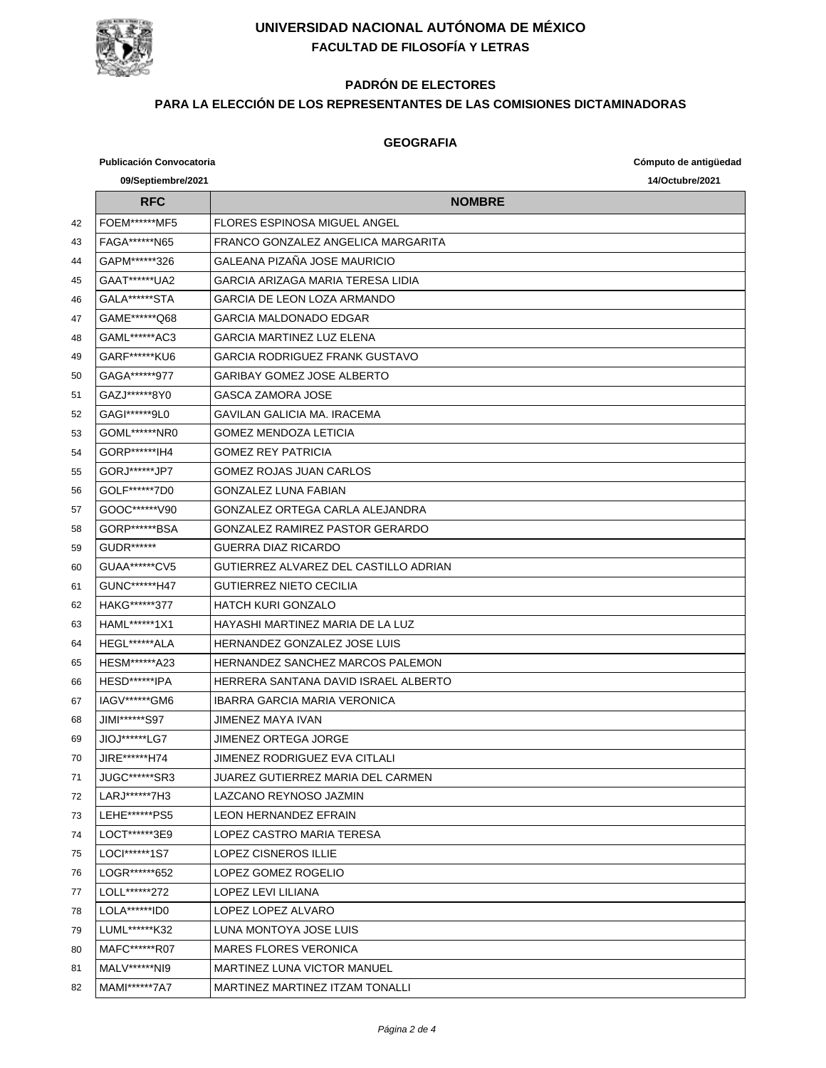# UNIVERSIDAD NACIONAL AUTÓNOMA DE MÉXICO

## FACULTAD DE FILOSOFÍA Y LETRAS

### PADRÓN DE ELECTORES

### PARA LA ELECCIÓN DE LOS REPRESENTANTES DE LAS COMISIONES DICTAMINADORAS

### GEOGRAFIA

**Publicación Convocatoria** 09/Septiembre/2021

**Cómputo de antigüedad** 14/Octubre/2021

| | RFC | NOMBRE |
|---|---|---|
| 42 | FOEM******MF5 | FLORES ESPINOSA MIGUEL ANGEL |
| 43 | FAGA******N65 | FRANCO GONZALEZ ANGELICA MARGARITA |
| 44 | GAPM******326 | GALEANA PIZAÑA JOSE MAURICIO |
| 45 | GAAT******UA2 | GARCIA ARIZAGA MARIA TERESA LIDIA |
| 46 | GALA******STA | GARCIA DE LEON LOZA ARMANDO |
| 47 | GAME******Q68 | GARCIA MALDONADO EDGAR |
| 48 | GAML******AC3 | GARCIA MARTINEZ LUZ ELENA |
| 49 | GARF******KU6 | GARCIA RODRIGUEZ FRANK GUSTAVO |
| 50 | GAGA******977 | GARIBAY GOMEZ JOSE ALBERTO |
| 51 | GAZJ******8Y0 | GASCA ZAMORA JOSE |
| 52 | GAGI******9L0 | GAVILAN GALICIA MA. IRACEMA |
| 53 | GOML******NR0 | GOMEZ MENDOZA LETICIA |
| 54 | GORP******IH4 | GOMEZ REY PATRICIA |
| 55 | GORJ******JP7 | GOMEZ ROJAS JUAN CARLOS |
| 56 | GOLF******7D0 | GONZALEZ LUNA FABIAN |
| 57 | GOOC******V90 | GONZALEZ ORTEGA CARLA ALEJANDRA |
| 58 | GORP******BSA | GONZALEZ RAMIREZ PASTOR GERARDO |
| 59 | GUDR****** | GUERRA DIAZ RICARDO |
| 60 | GUAA******CV5 | GUTIERREZ ALVAREZ DEL CASTILLO ADRIAN |
| 61 | GUNC******H47 | GUTIERREZ NIETO CECILIA |
| 62 | HAKG******377 | HATCH KURI GONZALO |
| 63 | HAML******1X1 | HAYASHI MARTINEZ MARIA DE LA LUZ |
| 64 | HEGL******ALA | HERNANDEZ GONZALEZ JOSE LUIS |
| 65 | HESM******A23 | HERNANDEZ SANCHEZ MARCOS PALEMON |
| 66 | HESD******IPA | HERRERA SANTANA DAVID ISRAEL ALBERTO |
| 67 | IAGV******GM6 | IBARRA GARCIA MARIA VERONICA |
| 68 | JIMI******S97 | JIMENEZ MAYA IVAN |
| 69 | JIOJ******LG7 | JIMENEZ ORTEGA JORGE |
| 70 | JIRE******H74 | JIMENEZ RODRIGUEZ EVA CITLALI |
| 71 | JUGC******SR3 | JUAREZ GUTIERREZ MARIA DEL CARMEN |
| 72 | LARJ******7H3 | LAZCANO REYNOSO JAZMIN |
| 73 | LEHE******PS5 | LEON HERNANDEZ EFRAIN |
| 74 | LOCT******3E9 | LOPEZ CASTRO MARIA TERESA |
| 75 | LOCI******1S7 | LOPEZ CISNEROS ILLIE |
| 76 | LOGR******652 | LOPEZ GOMEZ ROGELIO |
| 77 | LOLL******272 | LOPEZ LEVI LILIANA |
| 78 | LOLA******ID0 | LOPEZ LOPEZ ALVARO |
| 79 | LUML******K32 | LUNA MONTOYA JOSE LUIS |
| 80 | MAFC******R07 | MARES FLORES VERONICA |
| 81 | MALV******NI9 | MARTINEZ LUNA VICTOR MANUEL |
| 82 | MAMI******7A7 | MARTINEZ MARTINEZ ITZAM TONALLI |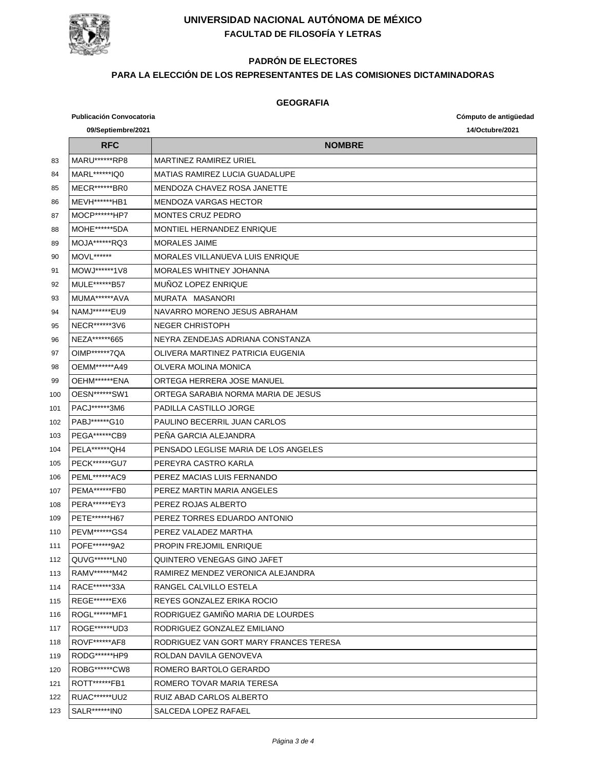# UNIVERSIDAD NACIONAL AUTÓNOMA DE MÉXICO

## FACULTAD DE FILOSOFÍA Y LETRAS

### PADRÓN DE ELECTORES

### PARA LA ELECCIÓN DE LOS REPRESENTANTES DE LAS COMISIONES DICTAMINADORAS

### GEOGRAFIA

**Publicación Convocatoria** **09/Septiembre/2021**

**Cómputo de antigüedad** **14/Octubre/2021**

| | RFC | NOMBRE |
|---|---|---|
| 83 | MARU******RP8 | MARTINEZ RAMIREZ URIEL |
| 84 | MARL******IQ0 | MATIAS RAMIREZ LUCIA GUADALUPE |
| 85 | MECR******BR0 | MENDOZA CHAVEZ ROSA JANETTE |
| 86 | MEVH******HB1 | MENDOZA VARGAS HECTOR |
| 87 | MOCP******HP7 | MONTES CRUZ PEDRO |
| 88 | MOHE******5DA | MONTIEL HERNANDEZ ENRIQUE |
| 89 | MOJA******RQ3 | MORALES JAIME |
| 90 | MOVL****** | MORALES VILLANUEVA LUIS ENRIQUE |
| 91 | MOWJ******1V8 | MORALES WHITNEY JOHANNA |
| 92 | MULE******B57 | MUÑOZ LOPEZ ENRIQUE |
| 93 | MUMA******AVA | MURATA MASANORI |
| 94 | NAMJ******EU9 | NAVARRO MORENO JESUS ABRAHAM |
| 95 | NECR******3V6 | NEGER CHRISTOPH |
| 96 | NEZA******665 | NEYRA ZENDEJAS ADRIANA CONSTANZA |
| 97 | OIMP******7QA | OLIVERA MARTINEZ PATRICIA EUGENIA |
| 98 | OEMM******A49 | OLVERA MOLINA MONICA |
| 99 | OEHM******ENA | ORTEGA HERRERA JOSE MANUEL |
| 100 | OESN******SW1 | ORTEGA SARABIA NORMA MARIA DE JESUS |
| 101 | PACJ******3M6 | PADILLA CASTILLO JORGE |
| 102 | PABJ******G10 | PAULINO BECERRIL JUAN CARLOS |
| 103 | PEGA******CB9 | PEÑA GARCIA ALEJANDRA |
| 104 | PELA******QH4 | PENSADO LEGLISE MARIA DE LOS ANGELES |
| 105 | PECK******GU7 | PEREYRA CASTRO KARLA |
| 106 | PEML******AC9 | PEREZ MACIAS LUIS FERNANDO |
| 107 | PEMA******FB0 | PEREZ MARTIN MARIA ANGELES |
| 108 | PERA******EY3 | PEREZ ROJAS ALBERTO |
| 109 | PETE******H67 | PEREZ TORRES EDUARDO ANTONIO |
| 110 | PEVM******GS4 | PEREZ VALADEZ MARTHA |
| 111 | POFE******9A2 | PROPIN FREJOMIL ENRIQUE |
| 112 | QUVG******LN0 | QUINTERO VENEGAS GINO JAFET |
| 113 | RAMV******M42 | RAMIREZ MENDEZ VERONICA ALEJANDRA |
| 114 | RACE******33A | RANGEL CALVILLO ESTELA |
| 115 | REGE******EX6 | REYES GONZALEZ ERIKA ROCIO |
| 116 | ROGL******MF1 | RODRIGUEZ GAMIÑO MARIA DE LOURDES |
| 117 | ROGE******UD3 | RODRIGUEZ GONZALEZ EMILIANO |
| 118 | ROVF******AF8 | RODRIGUEZ VAN GORT MARY FRANCES TERESA |
| 119 | RODG******HP9 | ROLDAN DAVILA GENOVEVA |
| 120 | ROBG******CW8 | ROMERO BARTOLO GERARDO |
| 121 | ROTT******FB1 | ROMERO TOVAR MARIA TERESA |
| 122 | RUAC******UU2 | RUIZ ABAD CARLOS ALBERTO |
| 123 | SALR******IN0 | SALCEDA LOPEZ RAFAEL |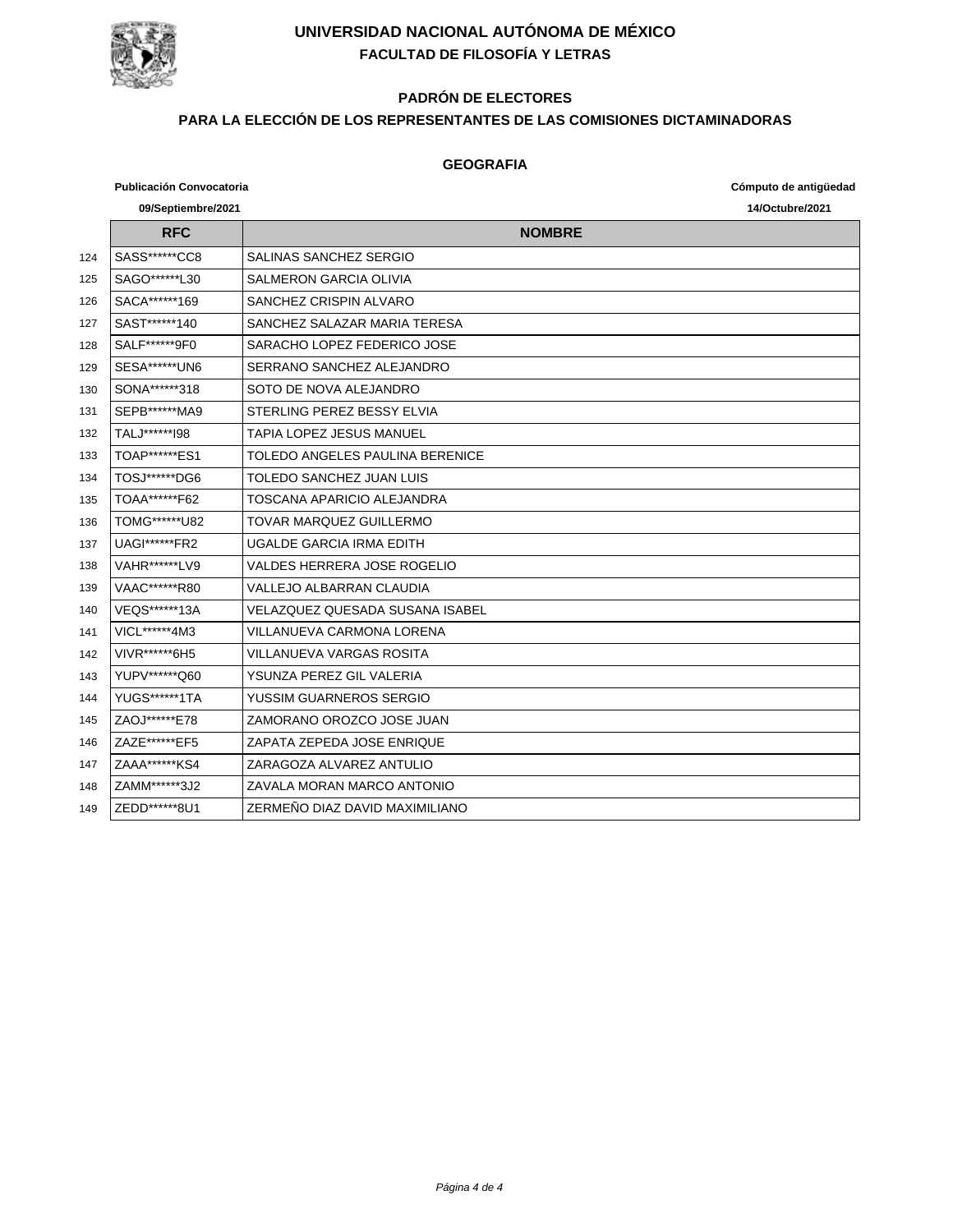# UNIVERSIDAD NACIONAL AUTÓNOMA DE MÉXICO
## FACULTAD DE FILOSOFÍA Y LETRAS

### PADRÓN DE ELECTORES
### PARA LA ELECCIÓN DE LOS REPRESENTANTES DE LAS COMISIONES DICTAMINADORAS

### GEOGRAFIA

**Publicación Convocatoria** **09/Septiembre/2021**

**Cómputo de antigüedad** **14/Octubre/2021**

| | RFC | NOMBRE |
|---|---|---|
| 124 | SASS******CC8 | SALINAS SANCHEZ SERGIO |
| 125 | SAGO******L30 | SALMERON GARCIA OLIVIA |
| 126 | SACA******169 | SANCHEZ CRISPIN ALVARO |
| 127 | SAST******140 | SANCHEZ SALAZAR MARIA TERESA |
| 128 | SALF******9F0 | SARACHO LOPEZ FEDERICO JOSE |
| 129 | SESA******UN6 | SERRANO SANCHEZ ALEJANDRO |
| 130 | SONA******318 | SOTO DE NOVA ALEJANDRO |
| 131 | SEPB******MA9 | STERLING PEREZ BESSY ELVIA |
| 132 | TALJ******I98 | TAPIA LOPEZ JESUS MANUEL |
| 133 | TOAP******ES1 | TOLEDO ANGELES PAULINA BERENICE |
| 134 | TOSJ******DG6 | TOLEDO SANCHEZ JUAN LUIS |
| 135 | TOAA******F62 | TOSCANA APARICIO ALEJANDRA |
| 136 | TOMG******U82 | TOVAR MARQUEZ GUILLERMO |
| 137 | UAGI******FR2 | UGALDE GARCIA IRMA EDITH |
| 138 | VAHR******LV9 | VALDES HERRERA JOSE ROGELIO |
| 139 | VAAC******R80 | VALLEJO ALBARRAN CLAUDIA |
| 140 | VEQS******13A | VELAZQUEZ QUESADA SUSANA ISABEL |
| 141 | VICL******4M3 | VILLANUEVA CARMONA LORENA |
| 142 | VIVR******6H5 | VILLANUEVA VARGAS ROSITA |
| 143 | YUPV******Q60 | YSUNZA PEREZ GIL VALERIA |
| 144 | YUGS******1TA | YUSSIM GUARNEROS SERGIO |
| 145 | ZAOJ******E78 | ZAMORANO OROZCO JOSE JUAN |
| 146 | ZAZE******EF5 | ZAPATA ZEPEDA JOSE ENRIQUE |
| 147 | ZAAA******KS4 | ZARAGOZA ALVAREZ ANTULIO |
| 148 | ZAMM******3J2 | ZAVALA MORAN MARCO ANTONIO |
| 149 | ZEDD******8U1 | ZERMEÑO DIAZ DAVID MAXIMILIANO |